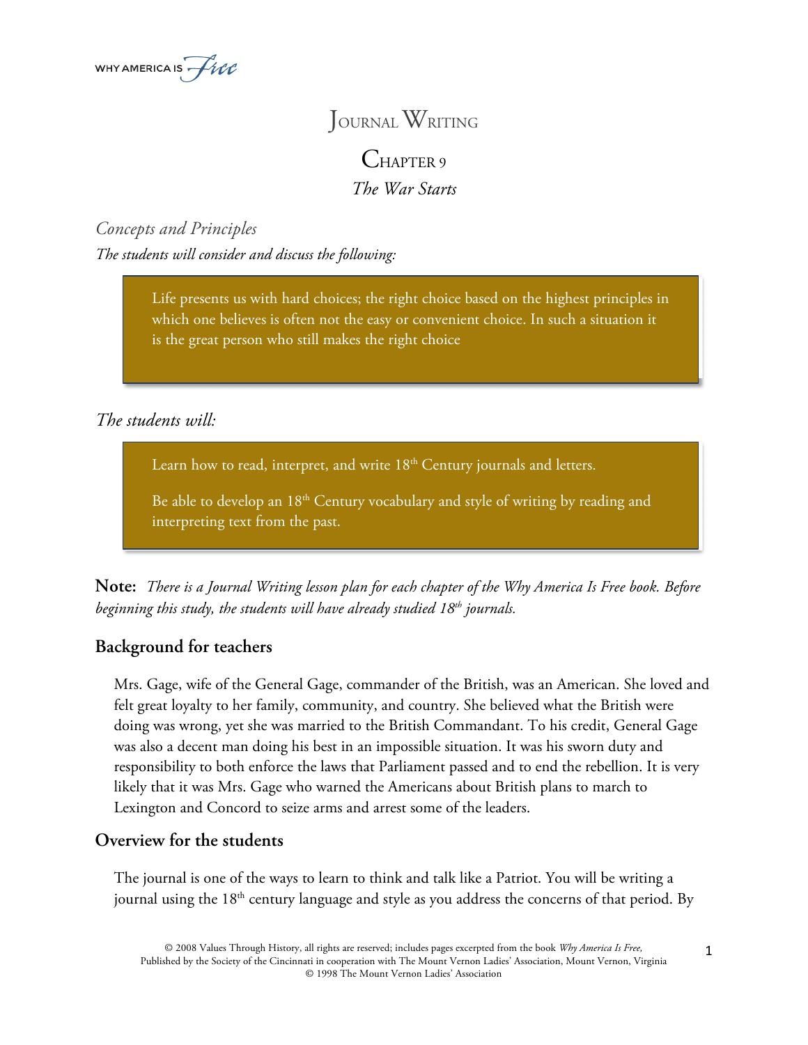# Journal Writing

## Chapter 9

### *The War Starts*

*Concepts and Principles*

*The students will consider and discuss the following:*

> Life presents us with hard choices; the right choice based on the highest principles in which one believes is often not the easy or convenient choice. In such a situation it is the great person who still makes the right choice

*The students will:*

> Learn how to read, interpret, and write 18th Century journals and letters.
>
> Be able to develop an 18th Century vocabulary and style of writing by reading and interpreting text from the past.

**Note:** *There is a Journal Writing lesson plan for each chapter of the Why America Is Free book. Before beginning this study, the students will have already studied 18th journals.*

## Background for teachers

Mrs. Gage, wife of the General Gage, commander of the British, was an American. She loved and felt great loyalty to her family, community, and country. She believed what the British were doing was wrong, yet she was married to the British Commandant. To his credit, General Gage was also a decent man doing his best in an impossible situation. It was his sworn duty and responsibility to both enforce the laws that Parliament passed and to end the rebellion. It is very likely that it was Mrs. Gage who warned the Americans about British plans to march to Lexington and Concord to seize arms and arrest some of the leaders.

## Overview for the students

The journal is one of the ways to learn to think and talk like a Patriot. You will be writing a journal using the 18th century language and style as you address the concerns of that period. By

© 2008 Values Through History, all rights are reserved; includes pages excerpted from the book *Why America Is Free,* Published by the Society of the Cincinnati in cooperation with The Mount Vernon Ladies' Association, Mount Vernon, Virginia © 1998 The Mount Vernon Ladies' Association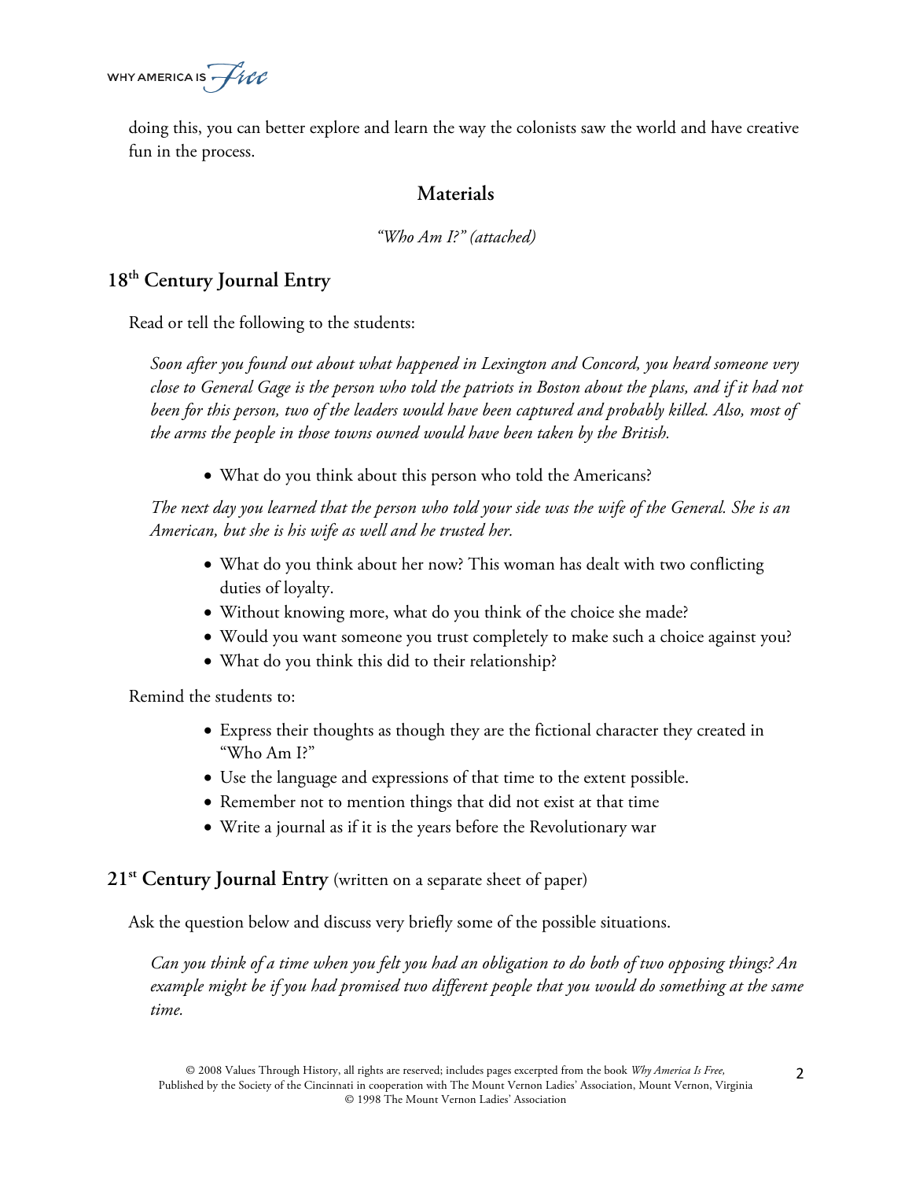doing this, you can better explore and learn the way the colonists saw the world and have creative fun in the process.

## Materials

*"Who Am I?" (attached)*

## 18th Century Journal Entry

Read or tell the following to the students:

*Soon after you found out about what happened in Lexington and Concord, you heard someone very close to General Gage is the person who told the patriots in Boston about the plans, and if it had not been for this person, two of the leaders would have been captured and probably killed. Also, most of the arms the people in those towns owned would have been taken by the British.*

- What do you think about this person who told the Americans?

*The next day you learned that the person who told your side was the wife of the General. She is an American, but she is his wife as well and he trusted her.*

- What do you think about her now? This woman has dealt with two conflicting duties of loyalty.
- Without knowing more, what do you think of the choice she made?
- Would you want someone you trust completely to make such a choice against you?
- What do you think this did to their relationship?

Remind the students to:

- Express their thoughts as though they are the fictional character they created in "Who Am I?"
- Use the language and expressions of that time to the extent possible.
- Remember not to mention things that did not exist at that time
- Write a journal as if it is the years before the Revolutionary war

## 21st Century Journal Entry (written on a separate sheet of paper)

Ask the question below and discuss very briefly some of the possible situations.

*Can you think of a time when you felt you had an obligation to do both of two opposing things? An example might be if you had promised two different people that you would do something at the same time.*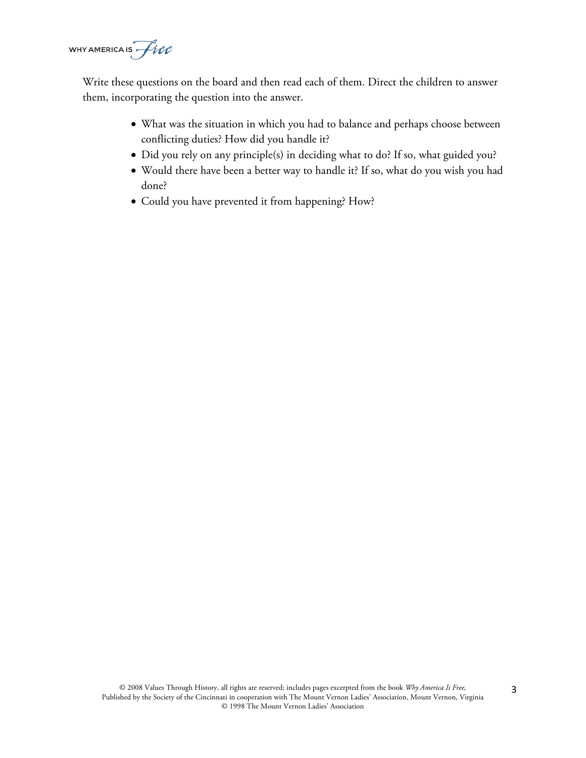Write these questions on the board and then read each of them. Direct the children to answer them, incorporating the question into the answer.

- What was the situation in which you had to balance and perhaps choose between conflicting duties? How did you handle it?
- Did you rely on any principle(s) in deciding what to do? If so, what guided you?
- Would there have been a better way to handle it? If so, what do you wish you had done?
- Could you have prevented it from happening? How?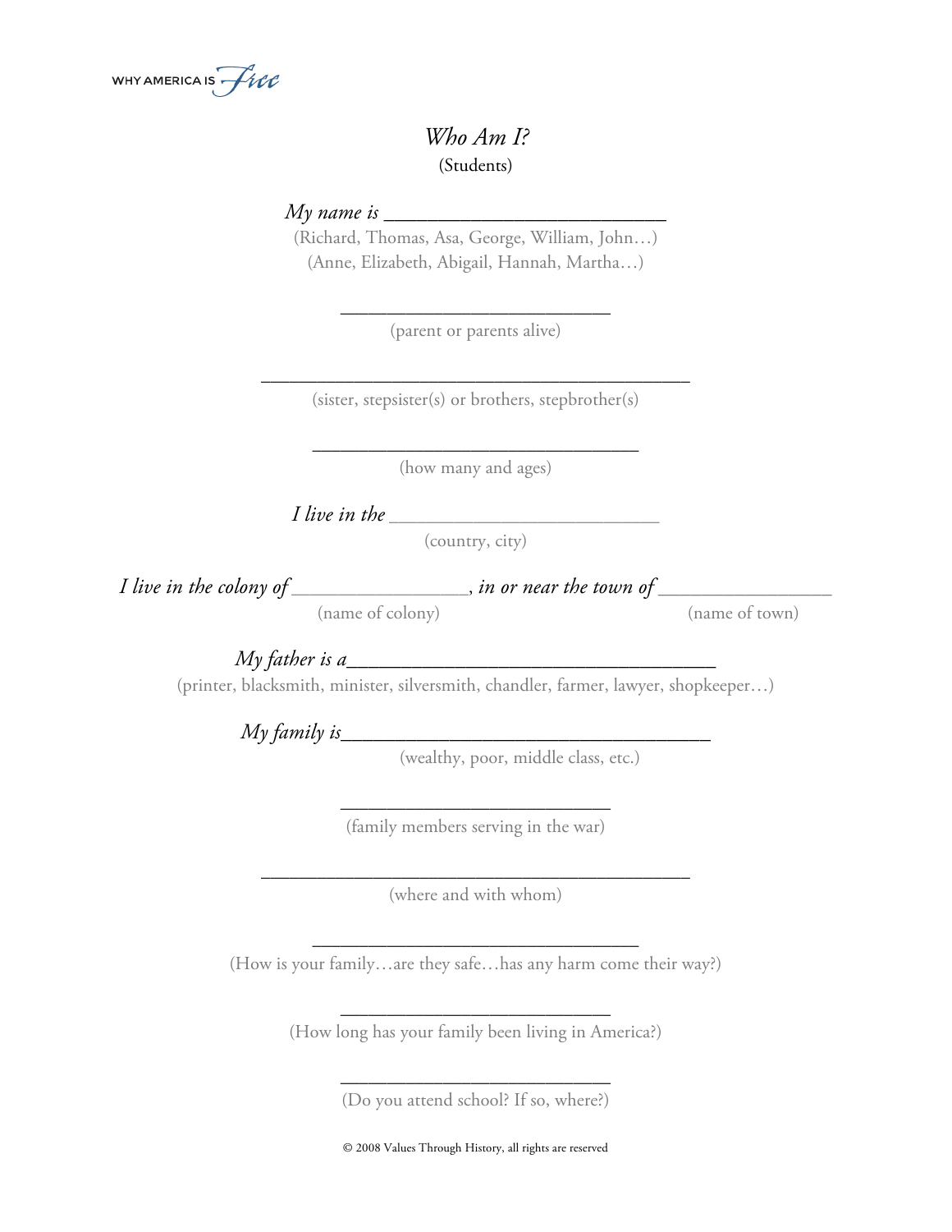WHY AMERICA IS *Free*

# *Who Am I?*

(Students)

*My name is* ___________________________

(Richard, Thomas, Asa, George, William, John…)
(Anne, Elizabeth, Abigail, Hannah, Martha…)

___________________________

(parent or parents alive)

___________________________________________

(sister, stepsister(s) or brothers, stepbrother(s))

_________________________________

(how many and ages)

*I live in the* ___________________________

(country, city)

*I live in the colony of* ________________, *in or near the town of* ________________

(name of colony) (name of town)

*My father is a*____________________________________

(printer, blacksmith, minister, silversmith, chandler, farmer, lawyer, shopkeeper…)

*My family is*_____________________________________

(wealthy, poor, middle class, etc.)

___________________________

(family members serving in the war)

___________________________________________

(where and with whom)

_________________________________

(How is your family…are they safe…has any harm come their way?)

___________________________

(How long has your family been living in America?)

___________________________

(Do you attend school? If so, where?)

© 2008 Values Through History, all rights are reserved